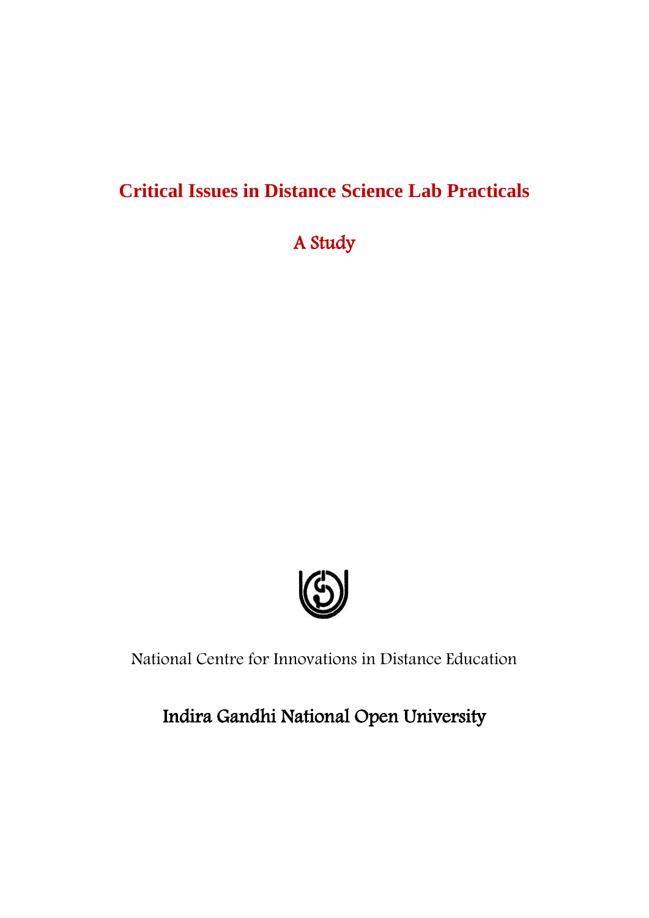# Critical Issues in Distance Science Lab Practicals

## A Study

National Centre for Innovations in Distance Education

**Indira Gandhi National Open University**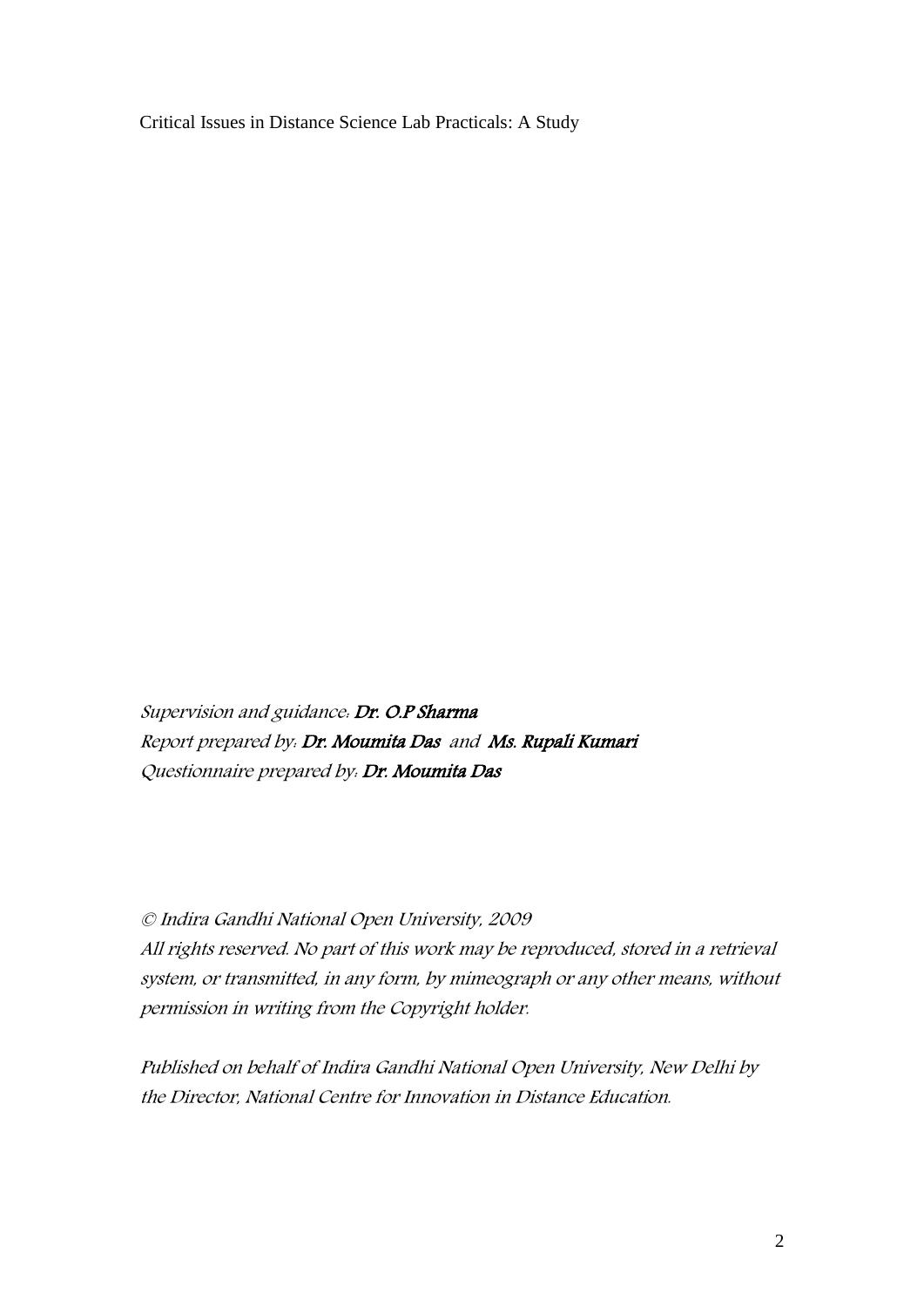Critical Issues in Distance Science Lab Practicals: A Study

*Supervision and guidance:* ***Dr. O.P Sharma***
*Report prepared by:* ***Dr. Moumita Das*** *and* ***Ms. Rupali Kumari***
*Questionnaire prepared by:* ***Dr. Moumita Das***

*© Indira Gandhi National Open University, 2009*
*All rights reserved. No part of this work may be reproduced, stored in a retrieval system, or transmitted, in any form, by mimeograph or any other means, without permission in writing from the Copyright holder.*

*Published on behalf of Indira Gandhi National Open University, New Delhi by the Director, National Centre for Innovation in Distance Education.*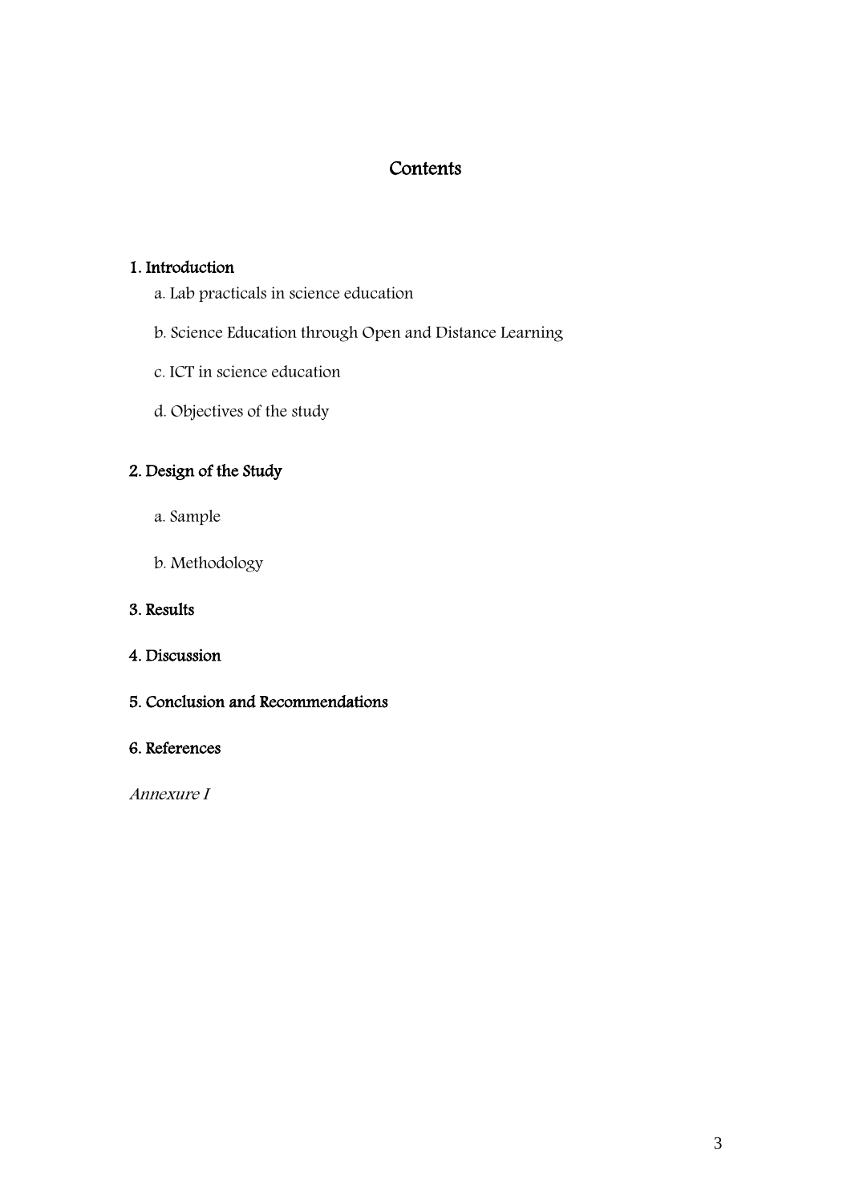# Contents

**1. Introduction**

a. Lab practicals in science education

b. Science Education through Open and Distance Learning

c. ICT in science education

d. Objectives of the study

**2. Design of the Study**

a. Sample

b. Methodology

**3. Results**

**4. Discussion**

**5. Conclusion and Recommendations**

**6. References**

*Annexure I*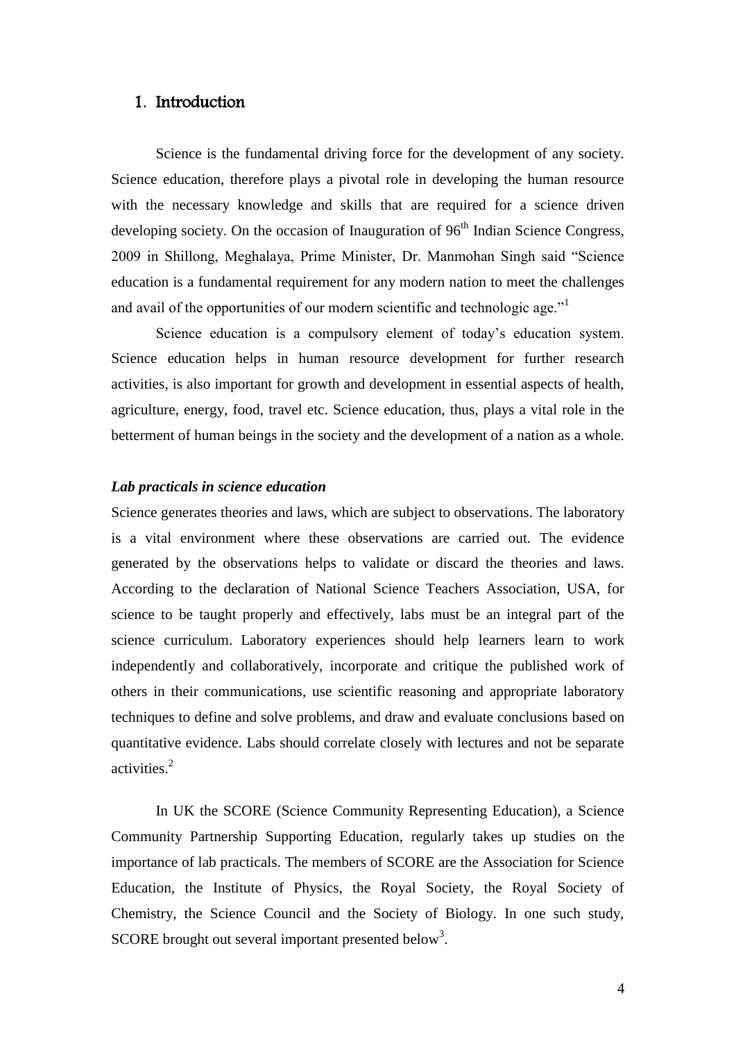## 1. Introduction

Science is the fundamental driving force for the development of any society. Science education, therefore plays a pivotal role in developing the human resource with the necessary knowledge and skills that are required for a science driven developing society. On the occasion of Inauguration of 96$^{th}$ Indian Science Congress, 2009 in Shillong, Meghalaya, Prime Minister, Dr. Manmohan Singh said "Science education is a fundamental requirement for any modern nation to meet the challenges and avail of the opportunities of our modern scientific and technologic age."[1]

Science education is a compulsory element of today's education system. Science education helps in human resource development for further research activities, is also important for growth and development in essential aspects of health, agriculture, energy, food, travel etc. Science education, thus, plays a vital role in the betterment of human beings in the society and the development of a nation as a whole.

***Lab practicals in science education***

Science generates theories and laws, which are subject to observations. The laboratory is a vital environment where these observations are carried out. The evidence generated by the observations helps to validate or discard the theories and laws. According to the declaration of National Science Teachers Association, USA, for science to be taught properly and effectively, labs must be an integral part of the science curriculum. Laboratory experiences should help learners learn to work independently and collaboratively, incorporate and critique the published work of others in their communications, use scientific reasoning and appropriate laboratory techniques to define and solve problems, and draw and evaluate conclusions based on quantitative evidence. Labs should correlate closely with lectures and not be separate activities.[2]

In UK the SCORE (Science Community Representing Education), a Science Community Partnership Supporting Education, regularly takes up studies on the importance of lab practicals. The members of SCORE are the Association for Science Education, the Institute of Physics, the Royal Society, the Royal Society of Chemistry, the Science Council and the Society of Biology. In one such study, SCORE brought out several important presented below[3].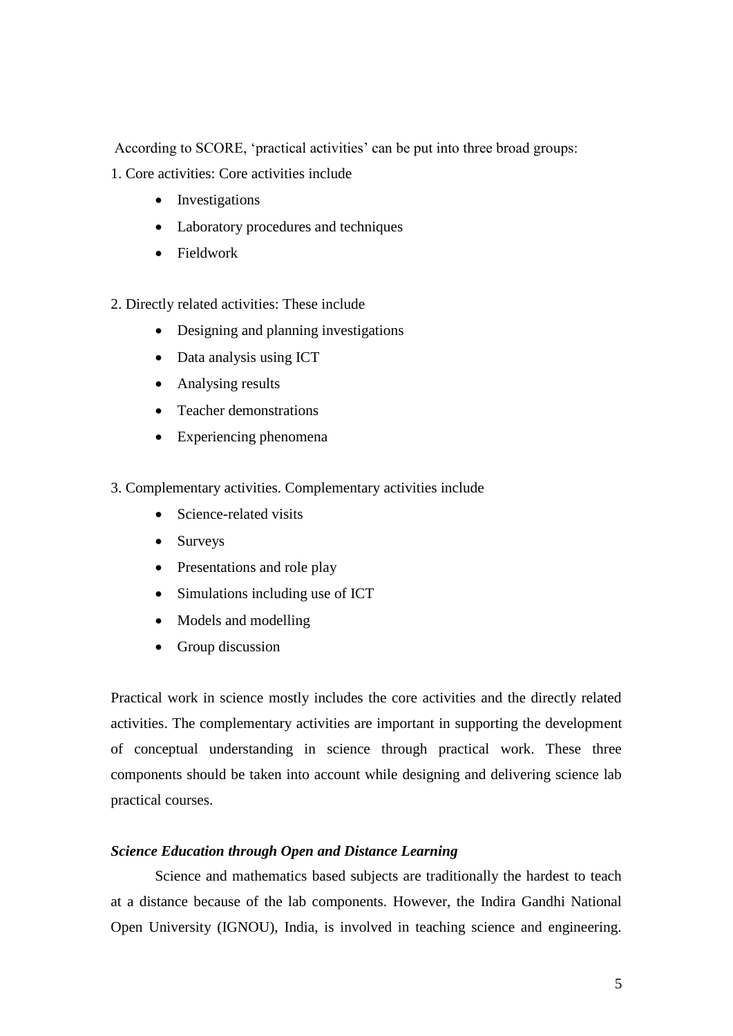According to SCORE, 'practical activities' can be put into three broad groups:

1. Core activities: Core activities include
    - Investigations
    - Laboratory procedures and techniques
    - Fieldwork

2. Directly related activities: These include
    - Designing and planning investigations
    - Data analysis using ICT
    - Analysing results
    - Teacher demonstrations
    - Experiencing phenomena

3. Complementary activities. Complementary activities include
    - Science-related visits
    - Surveys
    - Presentations and role play
    - Simulations including use of ICT
    - Models and modelling
    - Group discussion

Practical work in science mostly includes the core activities and the directly related activities. The complementary activities are important in supporting the development of conceptual understanding in science through practical work. These three components should be taken into account while designing and delivering science lab practical courses.

***Science Education through Open and Distance Learning***

Science and mathematics based subjects are traditionally the hardest to teach at a distance because of the lab components. However, the Indira Gandhi National Open University (IGNOU), India, is involved in teaching science and engineering.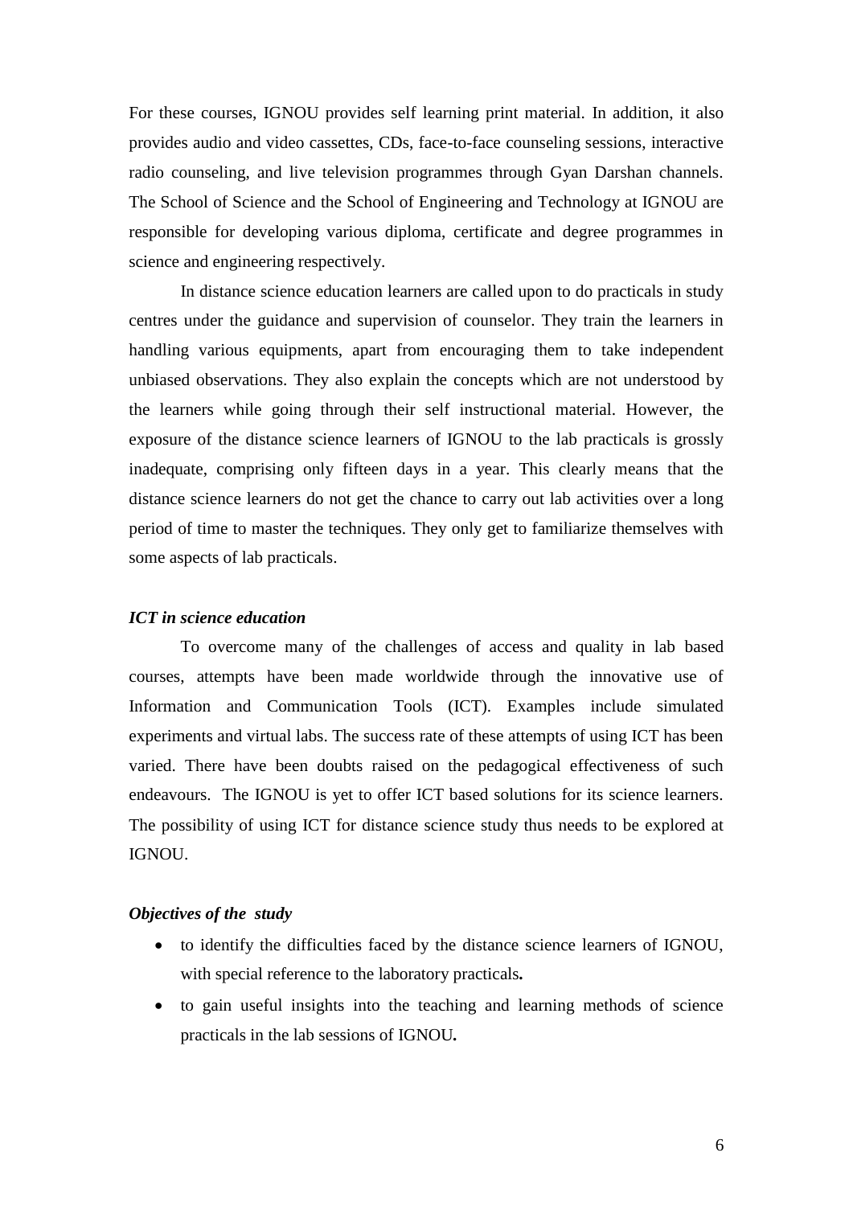For these courses, IGNOU provides self learning print material. In addition, it also provides audio and video cassettes, CDs, face-to-face counseling sessions, interactive radio counseling, and live television programmes through Gyan Darshan channels. The School of Science and the School of Engineering and Technology at IGNOU are responsible for developing various diploma, certificate and degree programmes in science and engineering respectively.

In distance science education learners are called upon to do practicals in study centres under the guidance and supervision of counselor. They train the learners in handling various equipments, apart from encouraging them to take independent unbiased observations. They also explain the concepts which are not understood by the learners while going through their self instructional material. However, the exposure of the distance science learners of IGNOU to the lab practicals is grossly inadequate, comprising only fifteen days in a year. This clearly means that the distance science learners do not get the chance to carry out lab activities over a long period of time to master the techniques. They only get to familiarize themselves with some aspects of lab practicals.

### *ICT in science education*

To overcome many of the challenges of access and quality in lab based courses, attempts have been made worldwide through the innovative use of Information and Communication Tools (ICT). Examples include simulated experiments and virtual labs. The success rate of these attempts of using ICT has been varied. There have been doubts raised on the pedagogical effectiveness of such endeavours. The IGNOU is yet to offer ICT based solutions for its science learners. The possibility of using ICT for distance science study thus needs to be explored at IGNOU.

### *Objectives of the study*

- to identify the difficulties faced by the distance science learners of IGNOU, with special reference to the laboratory practicals**.**
- to gain useful insights into the teaching and learning methods of science practicals in the lab sessions of IGNOU**.**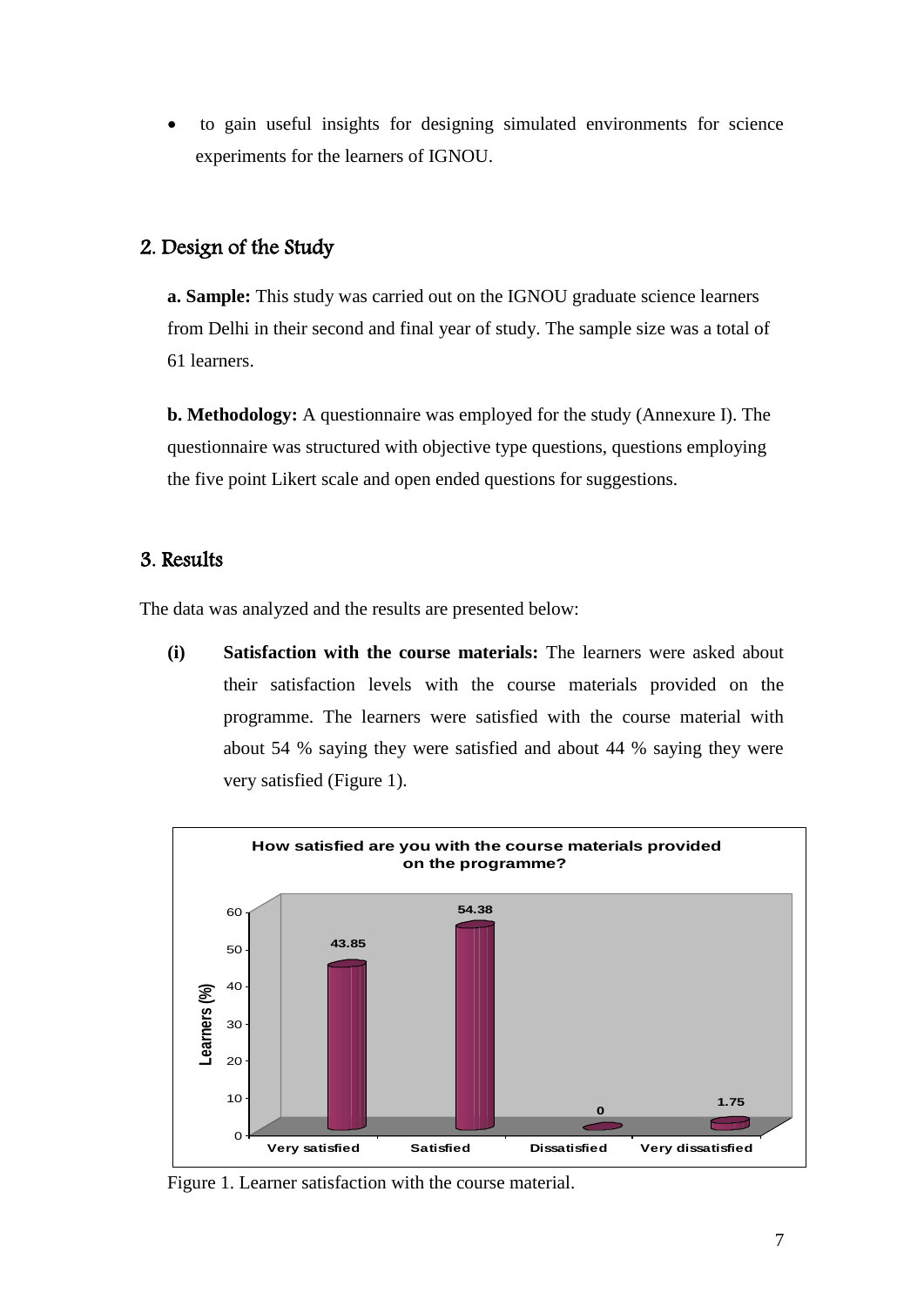- to gain useful insights for designing simulated environments for science experiments for the learners of IGNOU.

## 2. Design of the Study

**a. Sample:** This study was carried out on the IGNOU graduate science learners from Delhi in their second and final year of study. The sample size was a total of 61 learners.

**b. Methodology:** A questionnaire was employed for the study (Annexure I). The questionnaire was structured with objective type questions, questions employing the five point Likert scale and open ended questions for suggestions.

## 3. Results

The data was analyzed and the results are presented below:

**(i) Satisfaction with the course materials:** The learners were asked about their satisfaction levels with the course materials provided on the programme. The learners were satisfied with the course material with about 54 % saying they were satisfied and about 44 % saying they were very satisfied (Figure 1).

**How satisfied are you with the course materials provided on the programme?**

| Response | Learners (%) |
| --- | --- |
| Very satisfied | 43.85 |
| Satisfied | 54.38 |
| Dissatisfied | 0 |
| Very dissatisfied | 1.75 |

Figure 1. Learner satisfaction with the course material.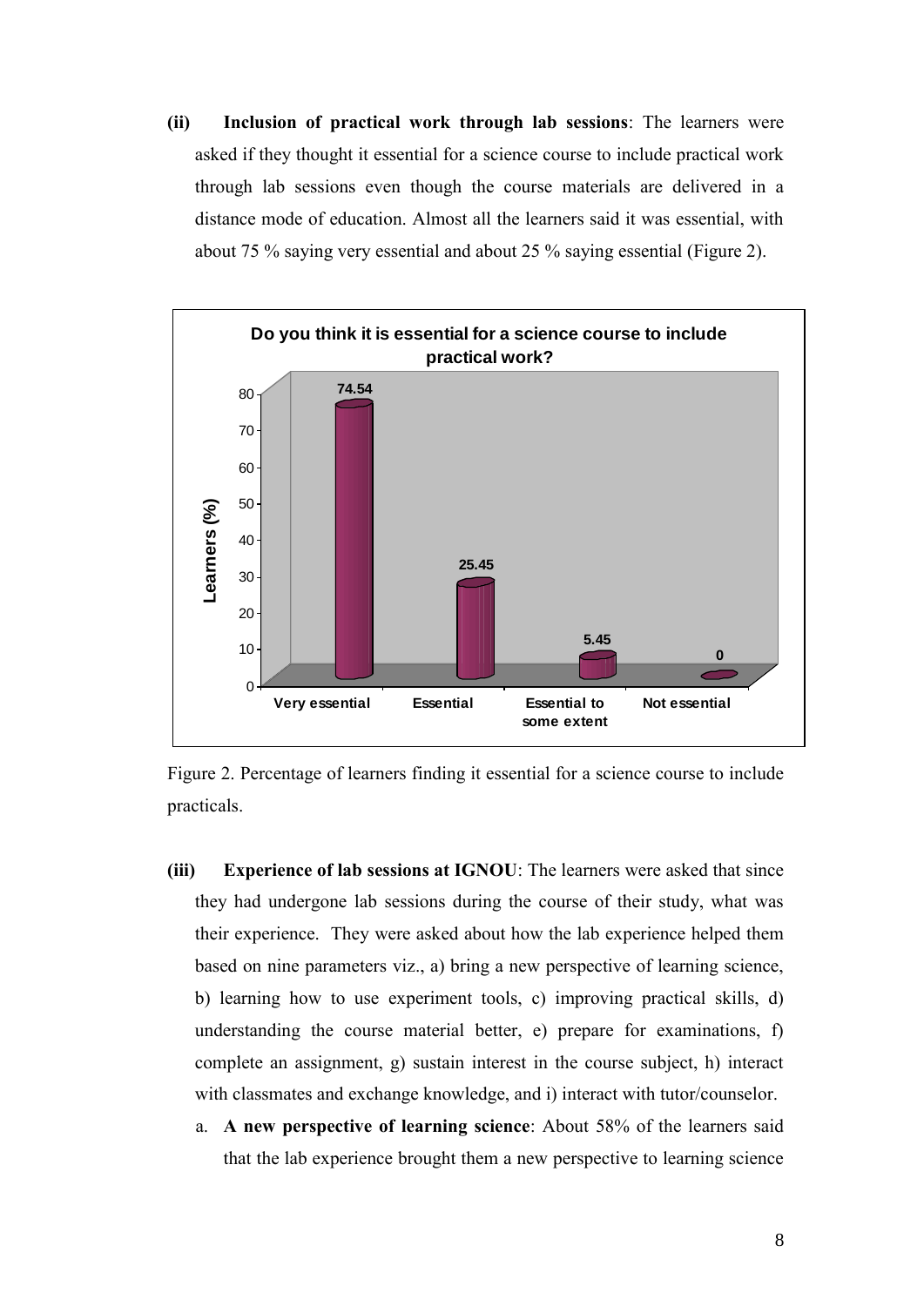(ii) **Inclusion of practical work through lab sessions**: The learners were asked if they thought it essential for a science course to include practical work through lab sessions even though the course materials are delivered in a distance mode of education. Almost all the learners said it was essential, with about 75 % saying very essential and about 25 % saying essential (Figure 2).

Figure 2. Percentage of learners finding it essential for a science course to include practicals.

(iii) **Experience of lab sessions at IGNOU**: The learners were asked that since they had undergone lab sessions during the course of their study, what was their experience. They were asked about how the lab experience helped them based on nine parameters viz., a) bring a new perspective of learning science, b) learning how to use experiment tools, c) improving practical skills, d) understanding the course material better, e) prepare for examinations, f) complete an assignment, g) sustain interest in the course subject, h) interact with classmates and exchange knowledge, and i) interact with tutor/counselor.

a. **A new perspective of learning science**: About 58% of the learners said that the lab experience brought them a new perspective to learning science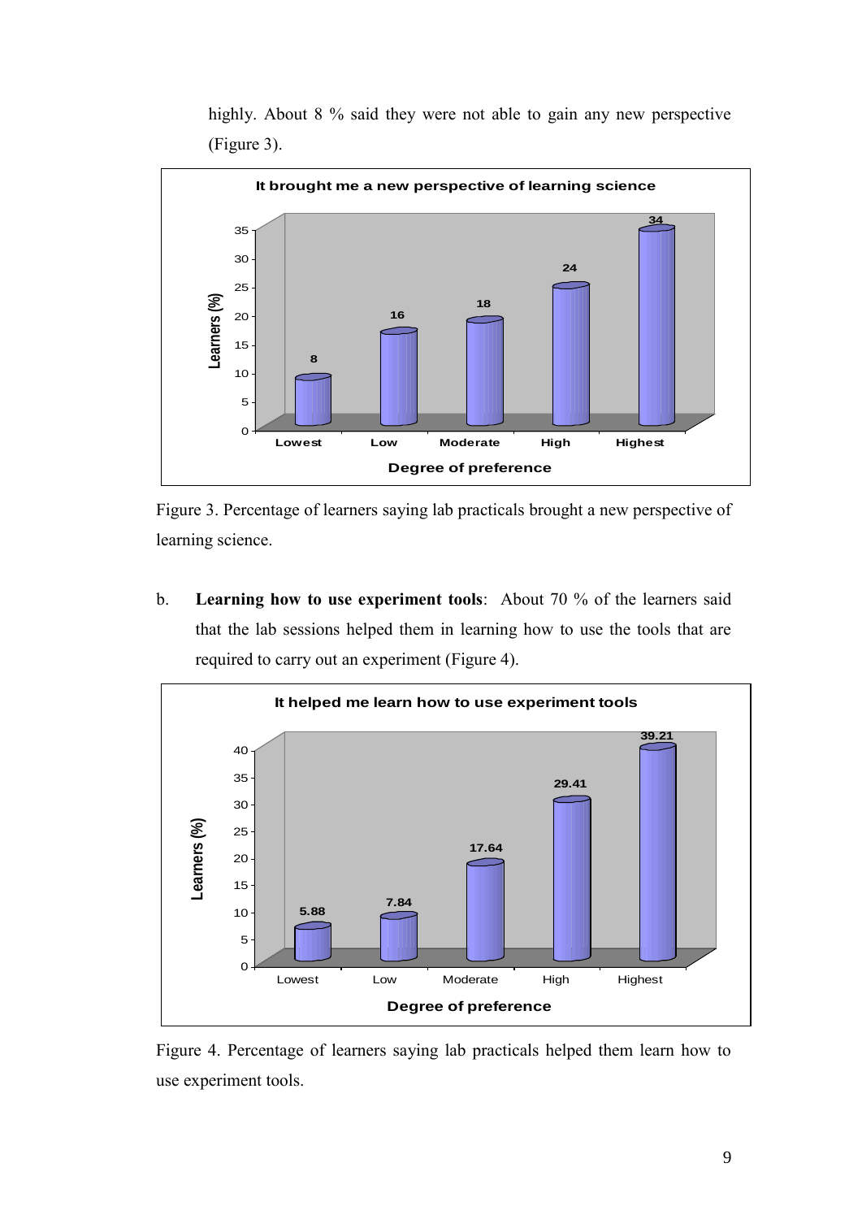highly. About 8 % said they were not able to gain any new perspective (Figure 3).

Figure 3. Percentage of learners saying lab practicals brought a new perspective of learning science.

b. **Learning how to use experiment tools**: About 70 % of the learners said that the lab sessions helped them in learning how to use the tools that are required to carry out an experiment (Figure 4).

Figure 4. Percentage of learners saying lab practicals helped them learn how to use experiment tools.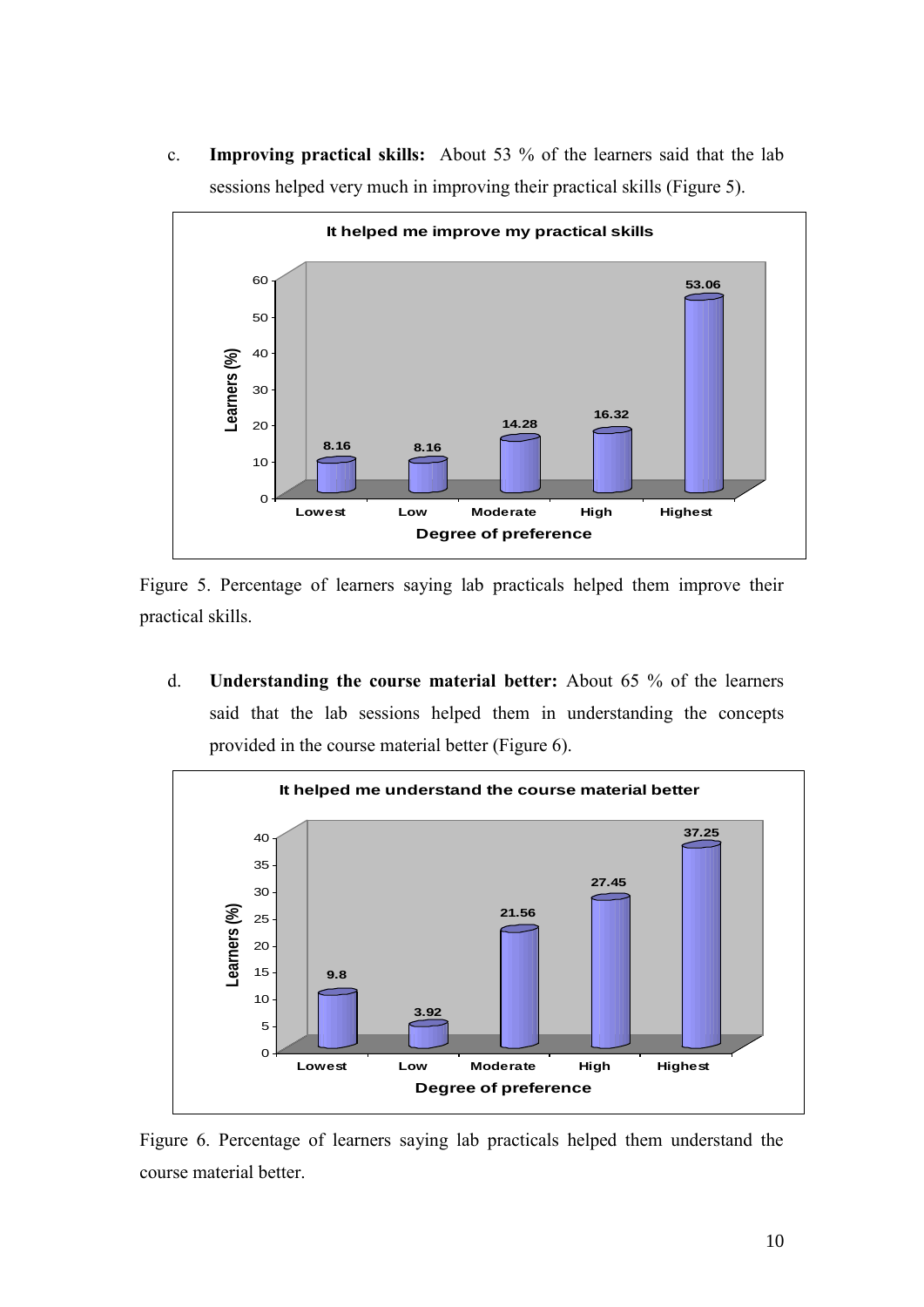c. **Improving practical skills:** About 53 % of the learners said that the lab sessions helped very much in improving their practical skills (Figure 5).

**It helped me improve my practical skills**

| Degree of preference | Learners (%) |
|---|---|
| Lowest | 8.16 |
| Low | 8.16 |
| Moderate | 14.28 |
| High | 16.32 |
| Highest | 53.06 |

Figure 5. Percentage of learners saying lab practicals helped them improve their practical skills.

d. **Understanding the course material better:** About 65 % of the learners said that the lab sessions helped them in understanding the concepts provided in the course material better (Figure 6).

**It helped me understand the course material better**

| Degree of preference | Learners (%) |
|---|---|
| Lowest | 9.8 |
| Low | 3.92 |
| Moderate | 21.56 |
| High | 27.45 |
| Highest | 37.25 |

Figure 6. Percentage of learners saying lab practicals helped them understand the course material better.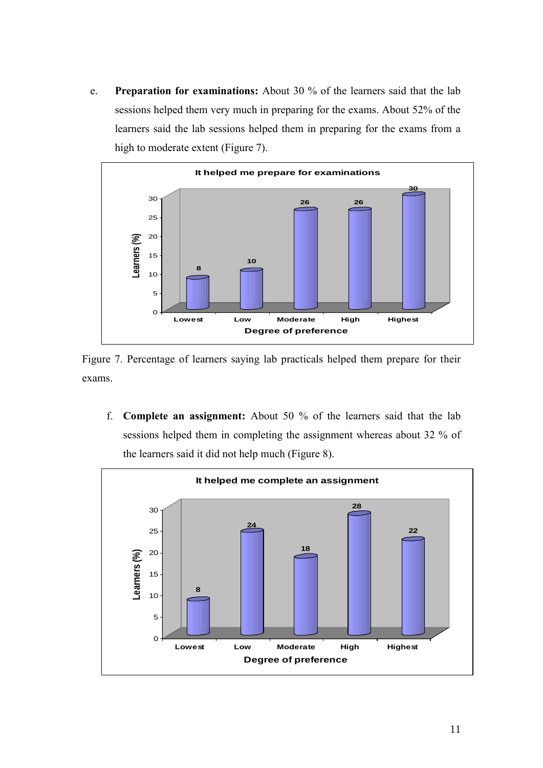e. **Preparation for examinations:** About 30 % of the learners said that the lab sessions helped them very much in preparing for the exams. About 52% of the learners said the lab sessions helped them in preparing for the exams from a high to moderate extent (Figure 7).

**It helped me prepare for examinations**

| Degree of preference | Learners (%) |
| --- | --- |
| Lowest | 8 |
| Low | 10 |
| Moderate | 26 |
| High | 26 |
| Highest | 30 |

Figure 7. Percentage of learners saying lab practicals helped them prepare for their exams.

f. **Complete an assignment:** About 50 % of the learners said that the lab sessions helped them in completing the assignment whereas about 32 % of the learners said it did not help much (Figure 8).

**It helped me complete an assignment**

| Degree of preference | Learners (%) |
| --- | --- |
| Lowest | 8 |
| Low | 24 |
| Moderate | 18 |
| High | 28 |
| Highest | 22 |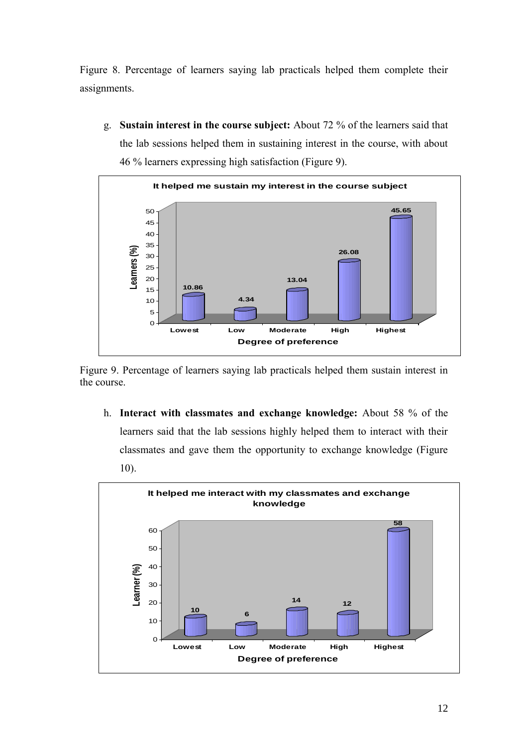Figure 8. Percentage of learners saying lab practicals helped them complete their assignments.

g. **Sustain interest in the course subject:** About 72 % of the learners said that the lab sessions helped them in sustaining interest in the course, with about 46 % learners expressing high satisfaction (Figure 9).

Figure 9. Percentage of learners saying lab practicals helped them sustain interest in the course.

h. **Interact with classmates and exchange knowledge:** About 58 % of the learners said that the lab sessions highly helped them to interact with their classmates and gave them the opportunity to exchange knowledge (Figure 10).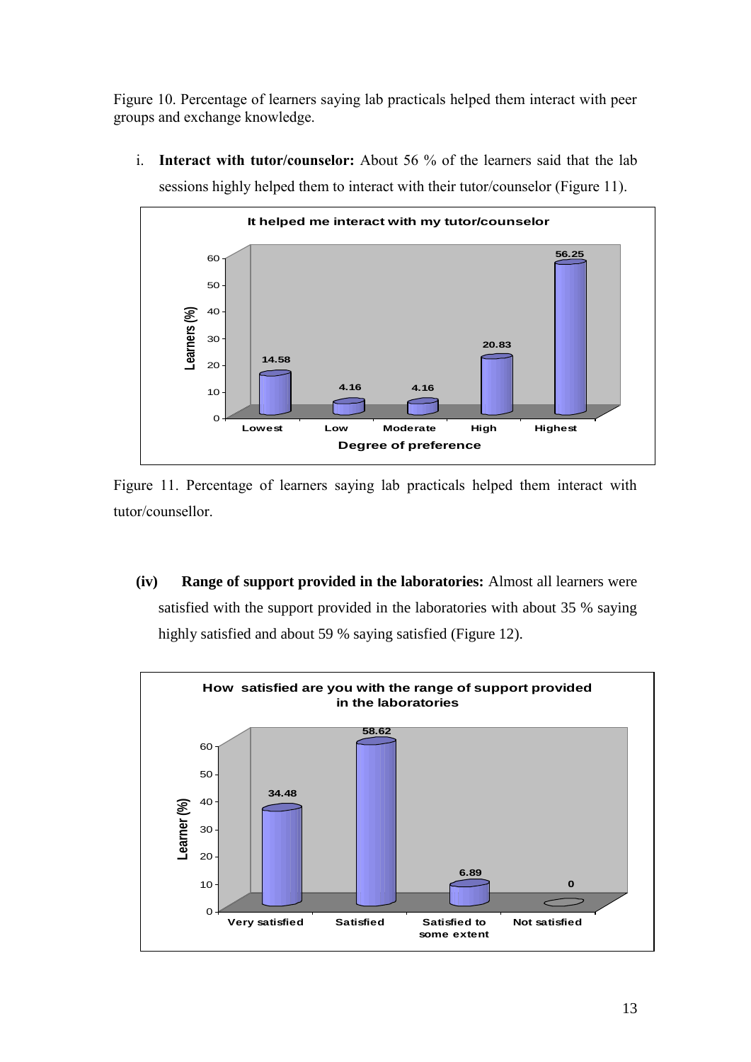Figure 10. Percentage of learners saying lab practicals helped them interact with peer groups and exchange knowledge.

i. **Interact with tutor/counselor:** About 56 % of the learners said that the lab sessions highly helped them to interact with their tutor/counselor (Figure 11).

**It helped me interact with my tutor/counselor**

| Degree of preference | Learners (%) |
|---|---|
| Lowest | 14.58 |
| Low | 4.16 |
| Moderate | 4.16 |
| High | 20.83 |
| Highest | 56.25 |

Figure 11. Percentage of learners saying lab practicals helped them interact with tutor/counsellor.

**(iv) Range of support provided in the laboratories:** Almost all learners were satisfied with the support provided in the laboratories with about 35 % saying highly satisfied and about 59 % saying satisfied (Figure 12).

**How satisfied are you with the range of support provided in the laboratories**

| Response | Learner (%) |
|---|---|
| Very satisfied | 34.48 |
| Satisfied | 58.62 |
| Satisfied to some extent | 6.89 |
| Not satisfied | 0 |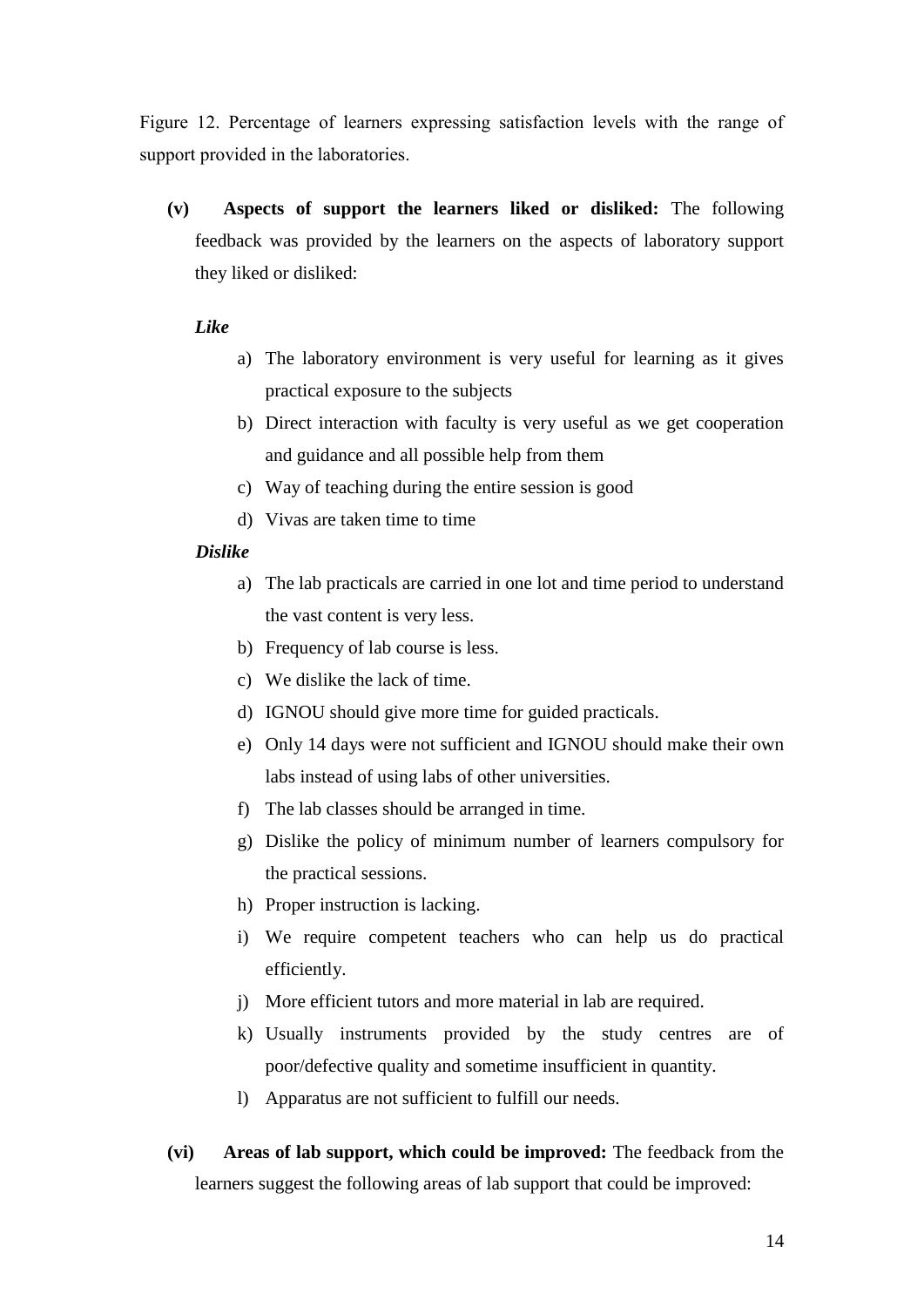Figure 12. Percentage of learners expressing satisfaction levels with the range of support provided in the laboratories.

**(v) Aspects of support the learners liked or disliked:** The following feedback was provided by the learners on the aspects of laboratory support they liked or disliked:

***Like***

a) The laboratory environment is very useful for learning as it gives practical exposure to the subjects
b) Direct interaction with faculty is very useful as we get cooperation and guidance and all possible help from them
c) Way of teaching during the entire session is good
d) Vivas are taken time to time

***Dislike***

a) The lab practicals are carried in one lot and time period to understand the vast content is very less.
b) Frequency of lab course is less.
c) We dislike the lack of time.
d) IGNOU should give more time for guided practicals.
e) Only 14 days were not sufficient and IGNOU should make their own labs instead of using labs of other universities.
f) The lab classes should be arranged in time.
g) Dislike the policy of minimum number of learners compulsory for the practical sessions.
h) Proper instruction is lacking.
i) We require competent teachers who can help us do practical efficiently.
j) More efficient tutors and more material in lab are required.
k) Usually instruments provided by the study centres are of poor/defective quality and sometime insufficient in quantity.
l) Apparatus are not sufficient to fulfill our needs.

**(vi) Areas of lab support, which could be improved:** The feedback from the learners suggest the following areas of lab support that could be improved: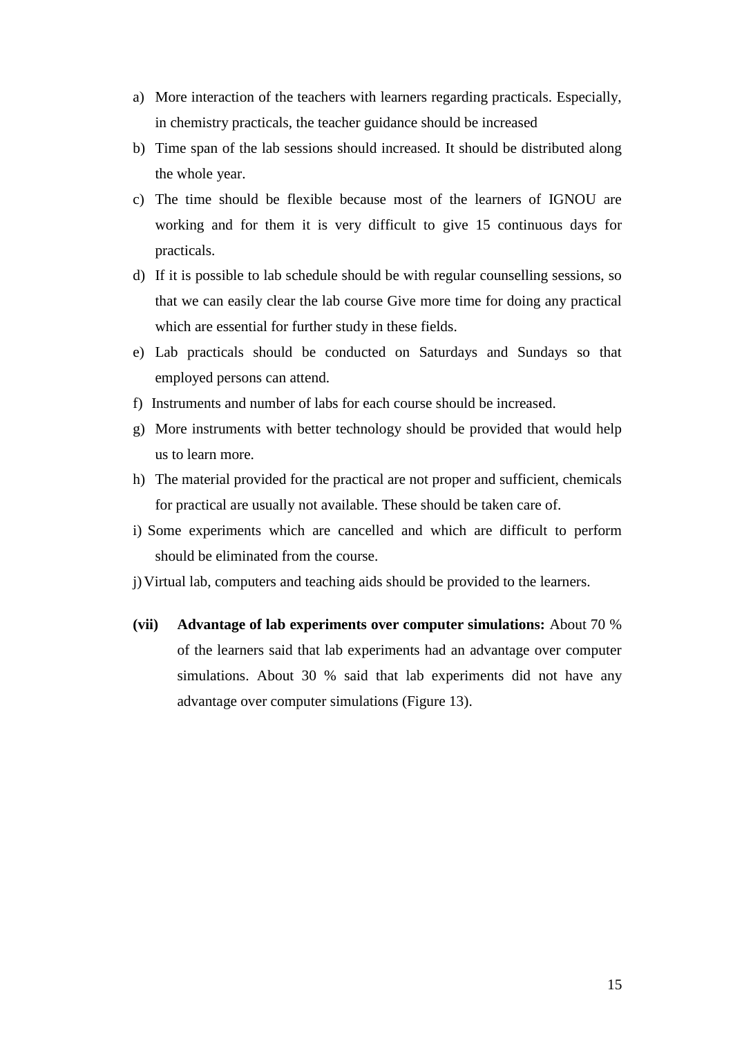a) More interaction of the teachers with learners regarding practicals. Especially, in chemistry practicals, the teacher guidance should be increased

b) Time span of the lab sessions should increased. It should be distributed along the whole year.

c) The time should be flexible because most of the learners of IGNOU are working and for them it is very difficult to give 15 continuous days for practicals.

d) If it is possible to lab schedule should be with regular counselling sessions, so that we can easily clear the lab course Give more time for doing any practical which are essential for further study in these fields.

e) Lab practicals should be conducted on Saturdays and Sundays so that employed persons can attend.

f) Instruments and number of labs for each course should be increased.

g) More instruments with better technology should be provided that would help us to learn more.

h) The material provided for the practical are not proper and sufficient, chemicals for practical are usually not available. These should be taken care of.

i) Some experiments which are cancelled and which are difficult to perform should be eliminated from the course.

j) Virtual lab, computers and teaching aids should be provided to the learners.

**(vii) Advantage of lab experiments over computer simulations:** About 70 % of the learners said that lab experiments had an advantage over computer simulations. About 30 % said that lab experiments did not have any advantage over computer simulations (Figure 13).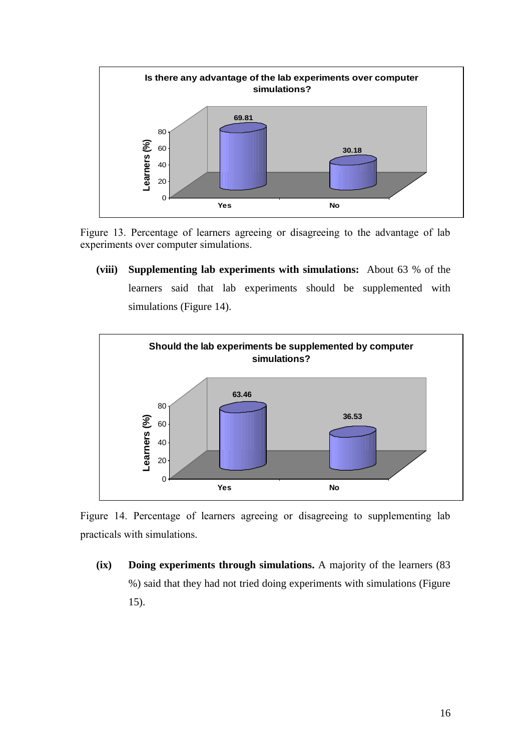Figure 13. Percentage of learners agreeing or disagreeing to the advantage of lab experiments over computer simulations.

**(viii) Supplementing lab experiments with simulations:** About 63 % of the learners said that lab experiments should be supplemented with simulations (Figure 14).

Figure 14. Percentage of learners agreeing or disagreeing to supplementing lab practicals with simulations.

**(ix) Doing experiments through simulations.** A majority of the learners (83 %) said that they had not tried doing experiments with simulations (Figure 15).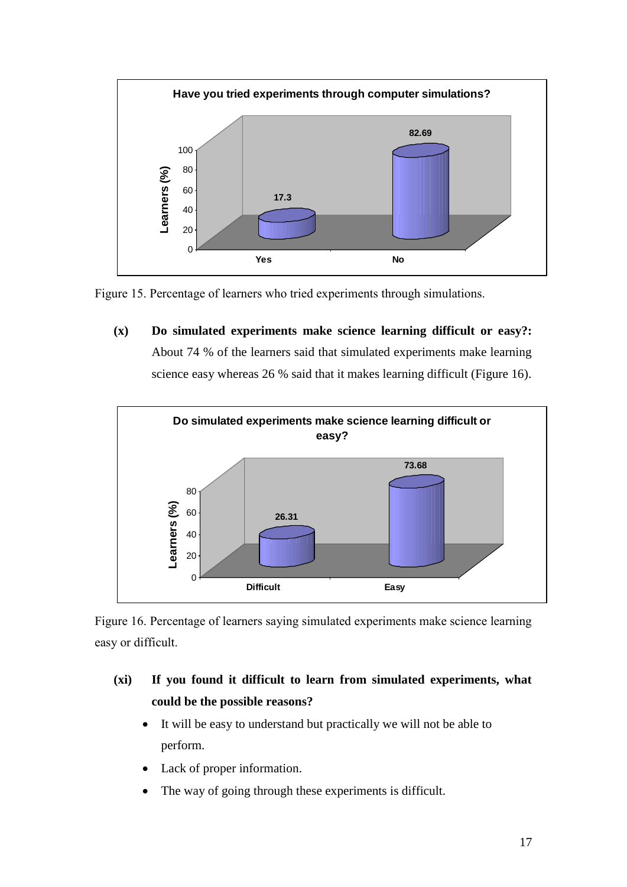Figure 15. Percentage of learners who tried experiments through simulations.

**(x) Do simulated experiments make science learning difficult or easy?:** About 74 % of the learners said that simulated experiments make learning science easy whereas 26 % said that it makes learning difficult (Figure 16).

Figure 16. Percentage of learners saying simulated experiments make science learning easy or difficult.

**(xi) If you found it difficult to learn from simulated experiments, what could be the possible reasons?**

- It will be easy to understand but practically we will not be able to perform.
- Lack of proper information.
- The way of going through these experiments is difficult.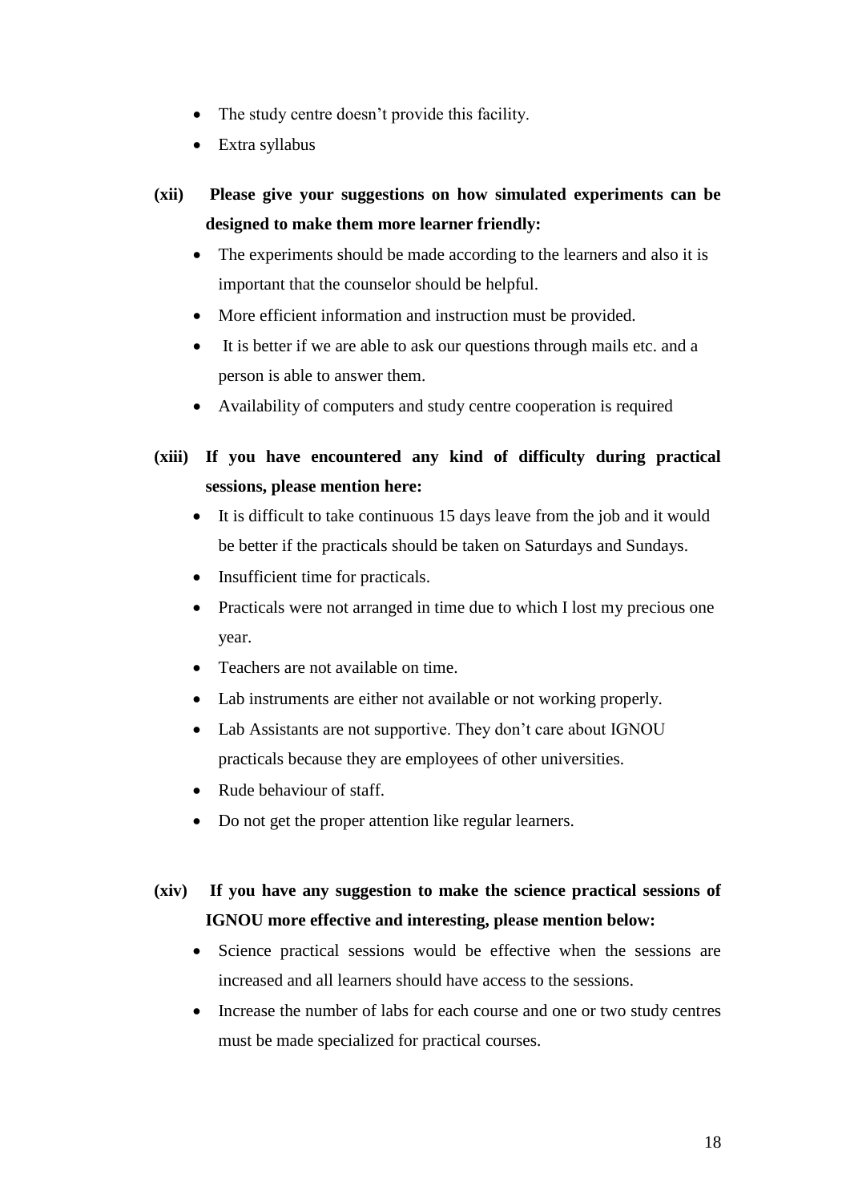- The study centre doesn't provide this facility.
- Extra syllabus

**(xii) Please give your suggestions on how simulated experiments can be designed to make them more learner friendly:**

- The experiments should be made according to the learners and also it is important that the counselor should be helpful.
- More efficient information and instruction must be provided.
- It is better if we are able to ask our questions through mails etc. and a person is able to answer them.
- Availability of computers and study centre cooperation is required

**(xiii) If you have encountered any kind of difficulty during practical sessions, please mention here:**

- It is difficult to take continuous 15 days leave from the job and it would be better if the practicals should be taken on Saturdays and Sundays.
- Insufficient time for practicals.
- Practicals were not arranged in time due to which I lost my precious one year.
- Teachers are not available on time.
- Lab instruments are either not available or not working properly.
- Lab Assistants are not supportive. They don't care about IGNOU practicals because they are employees of other universities.
- Rude behaviour of staff.
- Do not get the proper attention like regular learners.

**(xiv) If you have any suggestion to make the science practical sessions of IGNOU more effective and interesting, please mention below:**

- Science practical sessions would be effective when the sessions are increased and all learners should have access to the sessions.
- Increase the number of labs for each course and one or two study centres must be made specialized for practical courses.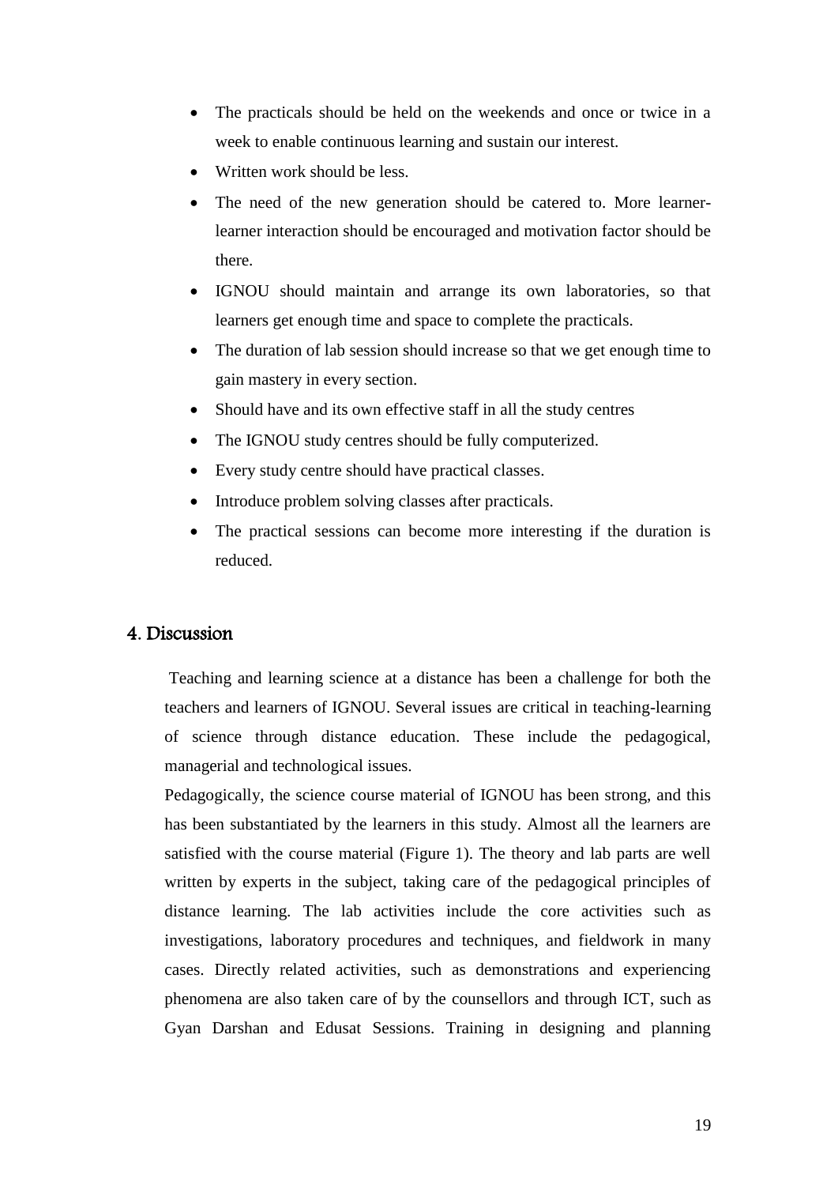- The practicals should be held on the weekends and once or twice in a week to enable continuous learning and sustain our interest.
- Written work should be less.
- The need of the new generation should be catered to. More learner-learner interaction should be encouraged and motivation factor should be there.
- IGNOU should maintain and arrange its own laboratories, so that learners get enough time and space to complete the practicals.
- The duration of lab session should increase so that we get enough time to gain mastery in every section.
- Should have and its own effective staff in all the study centres
- The IGNOU study centres should be fully computerized.
- Every study centre should have practical classes.
- Introduce problem solving classes after practicals.
- The practical sessions can become more interesting if the duration is reduced.

## 4. Discussion

Teaching and learning science at a distance has been a challenge for both the teachers and learners of IGNOU. Several issues are critical in teaching-learning of science through distance education. These include the pedagogical, managerial and technological issues.

Pedagogically, the science course material of IGNOU has been strong, and this has been substantiated by the learners in this study. Almost all the learners are satisfied with the course material (Figure 1). The theory and lab parts are well written by experts in the subject, taking care of the pedagogical principles of distance learning. The lab activities include the core activities such as investigations, laboratory procedures and techniques, and fieldwork in many cases. Directly related activities, such as demonstrations and experiencing phenomena are also taken care of by the counsellors and through ICT, such as Gyan Darshan and Edusat Sessions. Training in designing and planning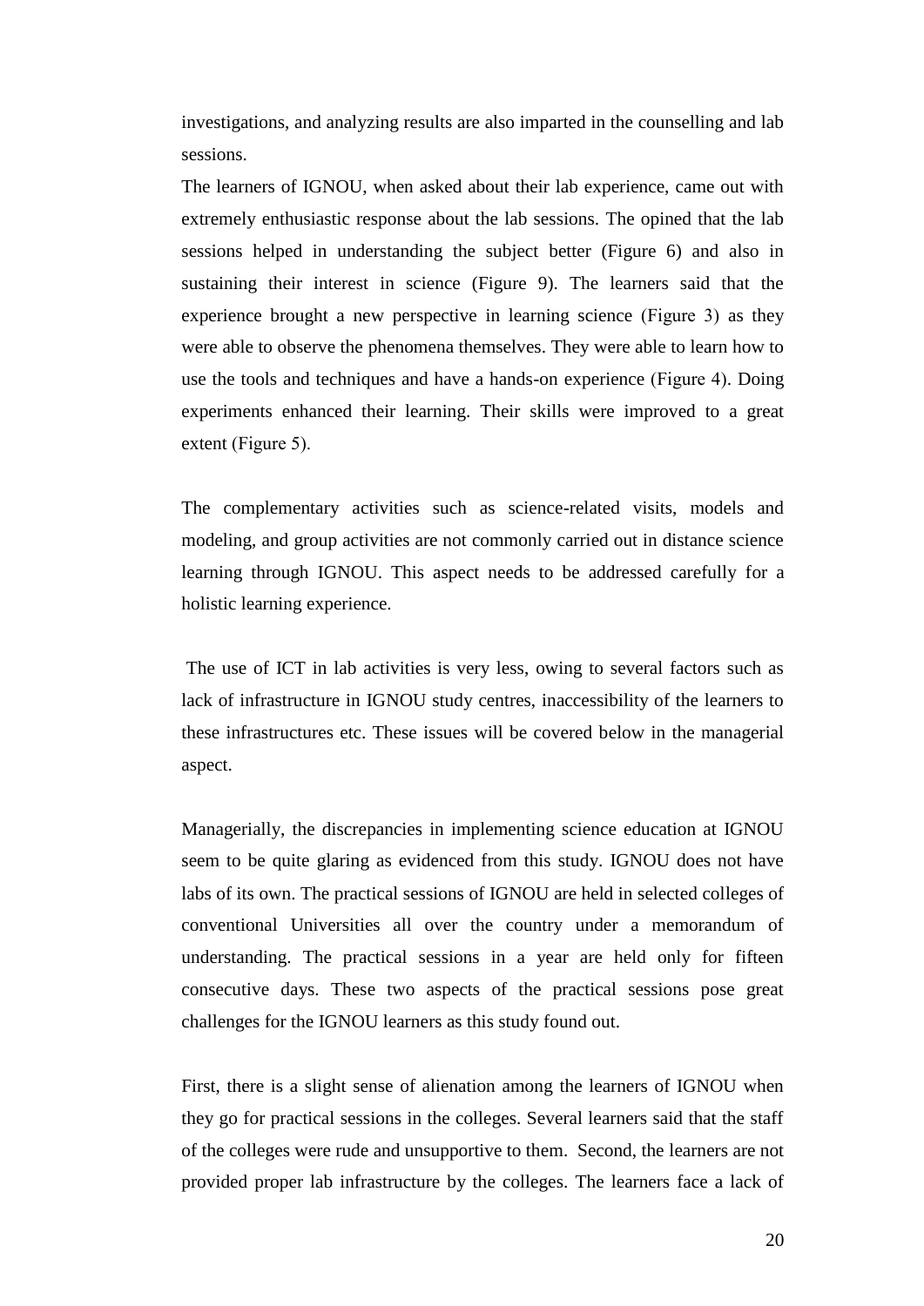investigations, and analyzing results are also imparted in the counselling and lab sessions.

The learners of IGNOU, when asked about their lab experience, came out with extremely enthusiastic response about the lab sessions. The opined that the lab sessions helped in understanding the subject better (Figure 6) and also in sustaining their interest in science (Figure 9). The learners said that the experience brought a new perspective in learning science (Figure 3) as they were able to observe the phenomena themselves. They were able to learn how to use the tools and techniques and have a hands-on experience (Figure 4). Doing experiments enhanced their learning. Their skills were improved to a great extent (Figure 5).

The complementary activities such as science-related visits, models and modeling, and group activities are not commonly carried out in distance science learning through IGNOU. This aspect needs to be addressed carefully for a holistic learning experience.

The use of ICT in lab activities is very less, owing to several factors such as lack of infrastructure in IGNOU study centres, inaccessibility of the learners to these infrastructures etc. These issues will be covered below in the managerial aspect.

Managerially, the discrepancies in implementing science education at IGNOU seem to be quite glaring as evidenced from this study. IGNOU does not have labs of its own. The practical sessions of IGNOU are held in selected colleges of conventional Universities all over the country under a memorandum of understanding. The practical sessions in a year are held only for fifteen consecutive days. These two aspects of the practical sessions pose great challenges for the IGNOU learners as this study found out.

First, there is a slight sense of alienation among the learners of IGNOU when they go for practical sessions in the colleges. Several learners said that the staff of the colleges were rude and unsupportive to them. Second, the learners are not provided proper lab infrastructure by the colleges. The learners face a lack of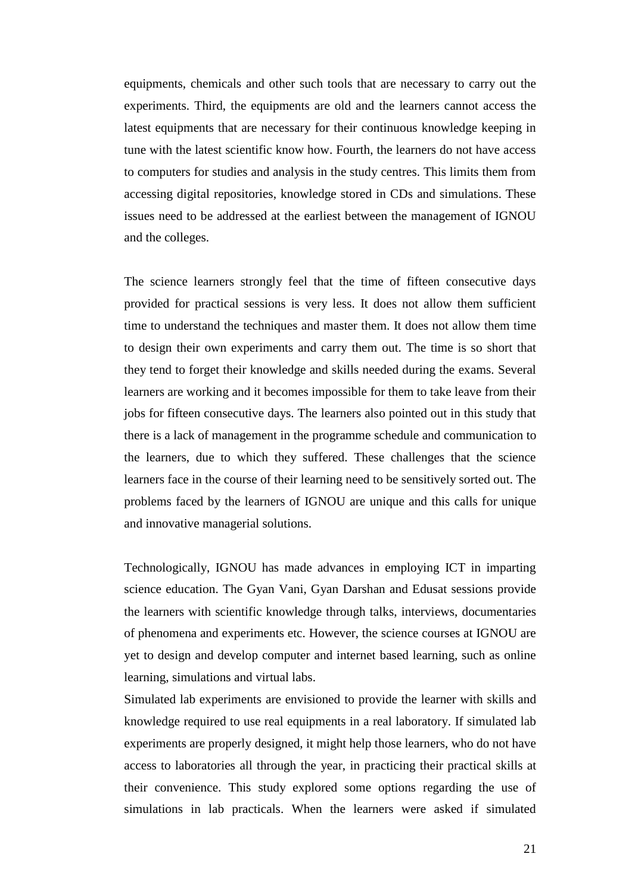equipments, chemicals and other such tools that are necessary to carry out the experiments. Third, the equipments are old and the learners cannot access the latest equipments that are necessary for their continuous knowledge keeping in tune with the latest scientific know how. Fourth, the learners do not have access to computers for studies and analysis in the study centres. This limits them from accessing digital repositories, knowledge stored in CDs and simulations. These issues need to be addressed at the earliest between the management of IGNOU and the colleges.

The science learners strongly feel that the time of fifteen consecutive days provided for practical sessions is very less. It does not allow them sufficient time to understand the techniques and master them. It does not allow them time to design their own experiments and carry them out. The time is so short that they tend to forget their knowledge and skills needed during the exams. Several learners are working and it becomes impossible for them to take leave from their jobs for fifteen consecutive days. The learners also pointed out in this study that there is a lack of management in the programme schedule and communication to the learners, due to which they suffered. These challenges that the science learners face in the course of their learning need to be sensitively sorted out. The problems faced by the learners of IGNOU are unique and this calls for unique and innovative managerial solutions.

Technologically, IGNOU has made advances in employing ICT in imparting science education. The Gyan Vani, Gyan Darshan and Edusat sessions provide the learners with scientific knowledge through talks, interviews, documentaries of phenomena and experiments etc. However, the science courses at IGNOU are yet to design and develop computer and internet based learning, such as online learning, simulations and virtual labs.

Simulated lab experiments are envisioned to provide the learner with skills and knowledge required to use real equipments in a real laboratory. If simulated lab experiments are properly designed, it might help those learners, who do not have access to laboratories all through the year, in practicing their practical skills at their convenience. This study explored some options regarding the use of simulations in lab practicals. When the learners were asked if simulated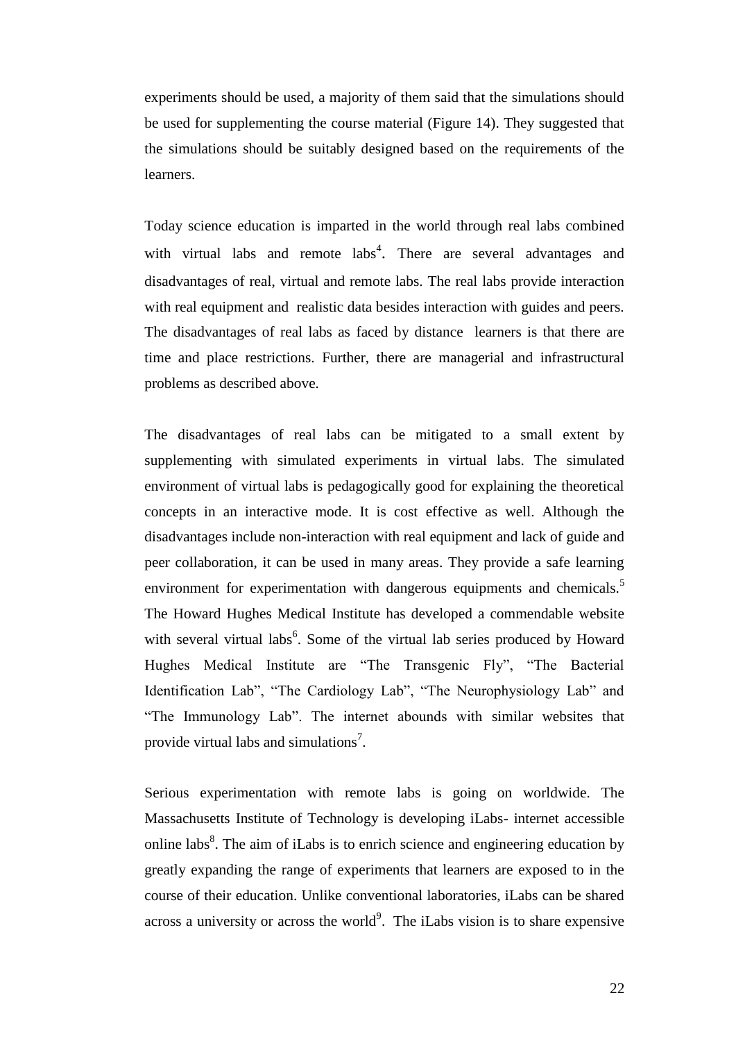experiments should be used, a majority of them said that the simulations should be used for supplementing the course material (Figure 14). They suggested that the simulations should be suitably designed based on the requirements of the learners.

Today science education is imparted in the world through real labs combined with virtual labs and remote labs[4]. There are several advantages and disadvantages of real, virtual and remote labs. The real labs provide interaction with real equipment and realistic data besides interaction with guides and peers. The disadvantages of real labs as faced by distance learners is that there are time and place restrictions. Further, there are managerial and infrastructural problems as described above.

The disadvantages of real labs can be mitigated to a small extent by supplementing with simulated experiments in virtual labs. The simulated environment of virtual labs is pedagogically good for explaining the theoretical concepts in an interactive mode. It is cost effective as well. Although the disadvantages include non-interaction with real equipment and lack of guide and peer collaboration, it can be used in many areas. They provide a safe learning environment for experimentation with dangerous equipments and chemicals.[5] The Howard Hughes Medical Institute has developed a commendable website with several virtual labs[6]. Some of the virtual lab series produced by Howard Hughes Medical Institute are "The Transgenic Fly", "The Bacterial Identification Lab", "The Cardiology Lab", "The Neurophysiology Lab" and "The Immunology Lab". The internet abounds with similar websites that provide virtual labs and simulations[7].

Serious experimentation with remote labs is going on worldwide. The Massachusetts Institute of Technology is developing iLabs- internet accessible online labs[8]. The aim of iLabs is to enrich science and engineering education by greatly expanding the range of experiments that learners are exposed to in the course of their education. Unlike conventional laboratories, iLabs can be shared across a university or across the world[9]. The iLabs vision is to share expensive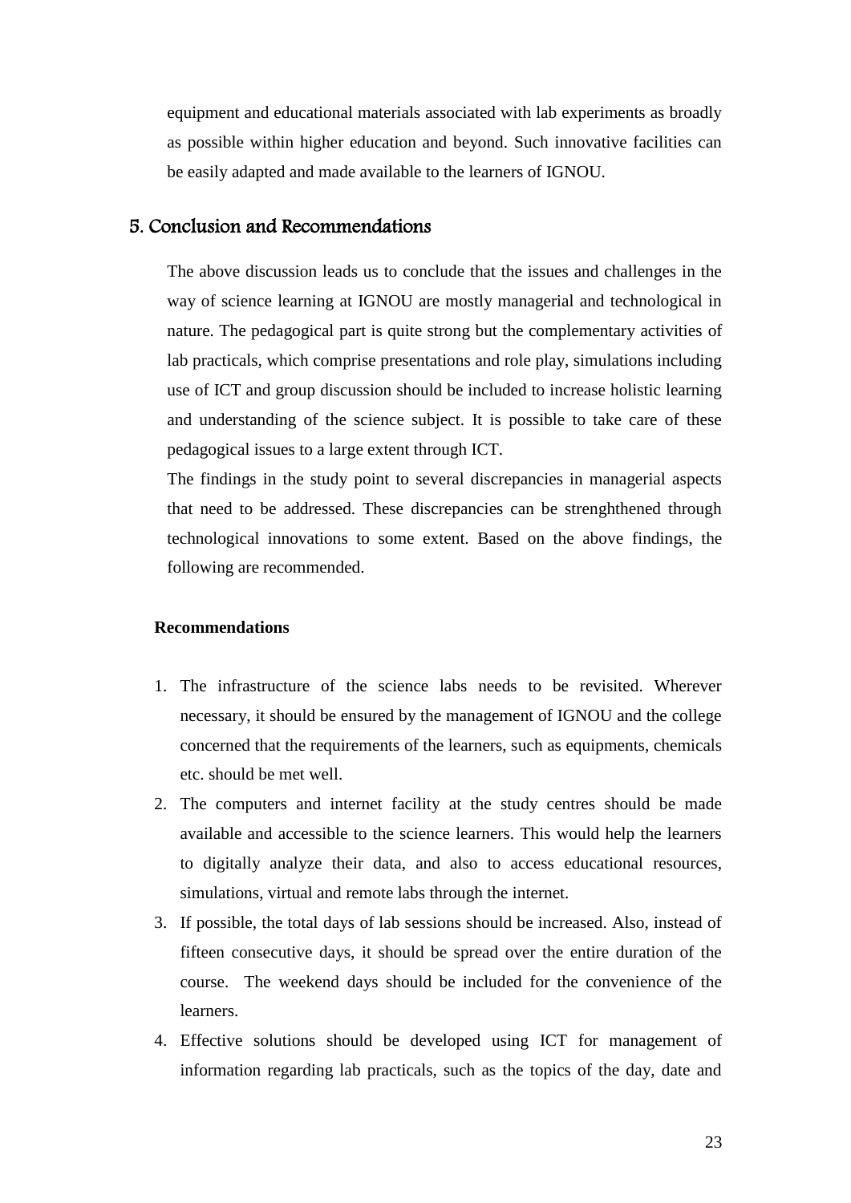equipment and educational materials associated with lab experiments as broadly as possible within higher education and beyond. Such innovative facilities can be easily adapted and made available to the learners of IGNOU.

## 5. Conclusion and Recommendations

The above discussion leads us to conclude that the issues and challenges in the way of science learning at IGNOU are mostly managerial and technological in nature. The pedagogical part is quite strong but the complementary activities of lab practicals, which comprise presentations and role play, simulations including use of ICT and group discussion should be included to increase holistic learning and understanding of the science subject. It is possible to take care of these pedagogical issues to a large extent through ICT.

The findings in the study point to several discrepancies in managerial aspects that need to be addressed. These discrepancies can be strenghthened through technological innovations to some extent. Based on the above findings, the following are recommended.

**Recommendations**

1. The infrastructure of the science labs needs to be revisited. Wherever necessary, it should be ensured by the management of IGNOU and the college concerned that the requirements of the learners, such as equipments, chemicals etc. should be met well.
2. The computers and internet facility at the study centres should be made available and accessible to the science learners. This would help the learners to digitally analyze their data, and also to access educational resources, simulations, virtual and remote labs through the internet.
3. If possible, the total days of lab sessions should be increased. Also, instead of fifteen consecutive days, it should be spread over the entire duration of the course. The weekend days should be included for the convenience of the learners.
4. Effective solutions should be developed using ICT for management of information regarding lab practicals, such as the topics of the day, date and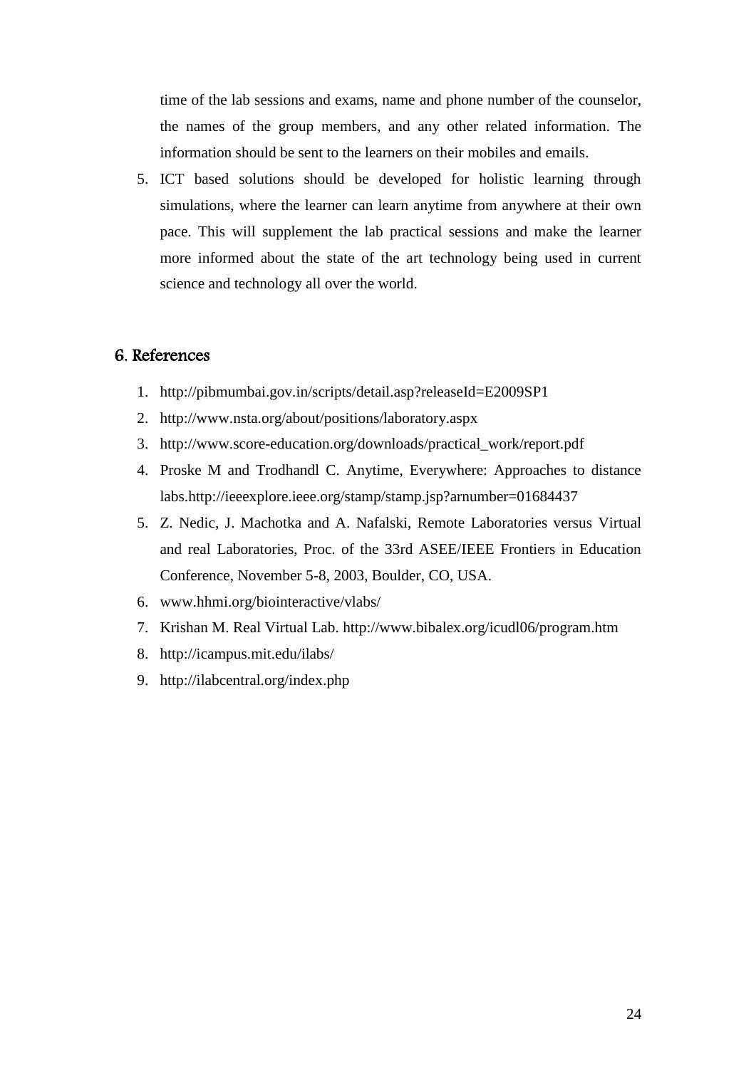time of the lab sessions and exams, name and phone number of the counselor, the names of the group members, and any other related information. The information should be sent to the learners on their mobiles and emails.

5. ICT based solutions should be developed for holistic learning through simulations, where the learner can learn anytime from anywhere at their own pace. This will supplement the lab practical sessions and make the learner more informed about the state of the art technology being used in current science and technology all over the world.

## 6. References

1. http://pibmumbai.gov.in/scripts/detail.asp?releaseId=E2009SP1
2. http://www.nsta.org/about/positions/laboratory.aspx
3. http://www.score-education.org/downloads/practical_work/report.pdf
4. Proske M and Trodhandl C. Anytime, Everywhere: Approaches to distance labs.http://ieeexplore.ieee.org/stamp/stamp.jsp?arnumber=01684437
5. Z. Nedic, J. Machotka and A. Nafalski, Remote Laboratories versus Virtual and real Laboratories, Proc. of the 33rd ASEE/IEEE Frontiers in Education Conference, November 5-8, 2003, Boulder, CO, USA.
6. www.hhmi.org/biointeractive/vlabs/
7. Krishan M. Real Virtual Lab. http://www.bibalex.org/icudl06/program.htm
8. http://icampus.mit.edu/ilabs/
9. http://ilabcentral.org/index.php